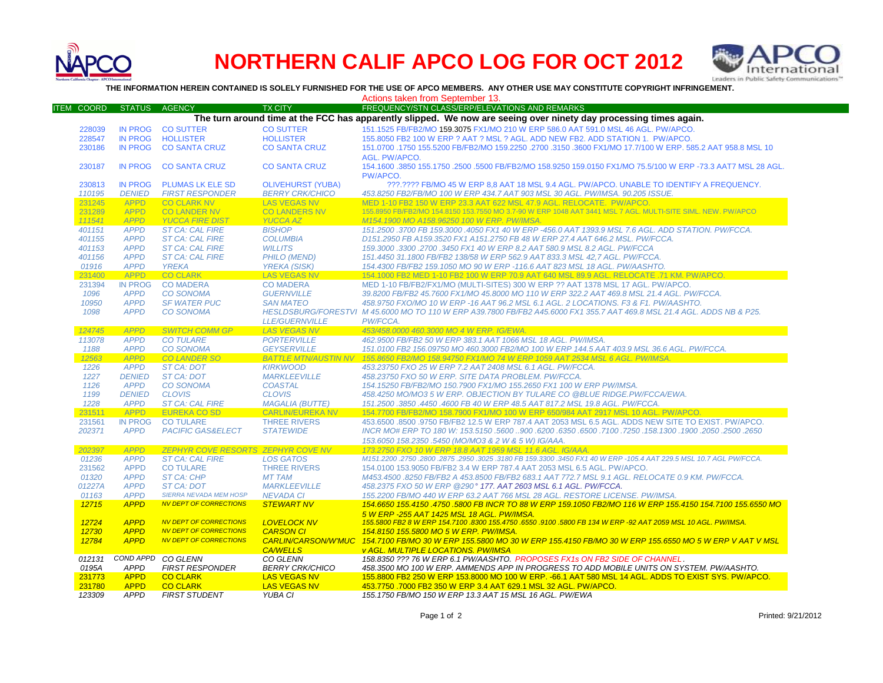# NORTHERN CALIF APCO LOG FOR OCT 2012

**THE INFORMATION HEREIN CONTAINED IS SOLELY FURNISHED FOR THE USE OF APCO MEMBERS. ANY OTHER USE MAY CONSTITUTE COPYRIGHT INFRINGEMENT.**

Actions taken from September 13.

| ITEM COORD | STATUS | AGENCY | TX CITY | FREQUENCY/STN CLASS/ERP/ELEVATIONS AND REMARKS |
|---|---|---|---|---|
| **The turn around time at the FCC has apparently slipped. We now are seeing over ninety day processing times again.** | | | | |
| 228039 | IN PROG | CO SUTTER | CO SUTTER | 151.1525 FB/FB2/MO 159.3075 FX1/MO 210 W ERP 586.0 AAT 591.0 MSL 46 AGL. PW/APCO. |
| 228547 | IN PROG | HOLLISTER | HOLLISTER | 155.8050 FB2 100 W ERP ? AAT ? MSL ? AGL. ADD NEW FB2. ADD STATION 1. PW/APCO. |
| 230186 | IN PROG | CO SANTA CRUZ | CO SANTA CRUZ | 151.0700 .1750 155.5200 FB/FB2/MO 159.2250 .2700 .3150 .3600 FX1/MO 17.7/100 W ERP. 585.2 AAT 958.8 MSL 10 AGL. PW/APCO. |
| 230187 | IN PROG | CO SANTA CRUZ | CO SANTA CRUZ | 154.1600 .3850 155.1750 .2500 .5500 FB/FB2/MO 158.9250 159.0150 FX1/MO 75.5/100 W ERP -73.3 AAT7 MSL 28 AGL. PW/APCO. |
| 230813 | IN PROG | PLUMAS LK ELE SD | OLIVEHURST (YUBA) | ???.???? FB/MO 45 W ERP 8,8 AAT 18 MSL 9.4 AGL. PW/APCO. UNABLE TO IDENTIFY A FREQUENCY. |
| 110195 | DENIED | FIRST RESPONDER | BERRY CRK/CHICO | 453.8250 FB2/FB/MO 100 W ERP 434.7 AAT 903 MSL 30 AGL. PW/IMSA. 90.205 ISSUE. |
| 231245 | APPD | CO CLARK NV | LAS VEGAS NV | MED 1-10 FB2 150 W ERP 23.3 AAT 622 MSL 47.9 AGL. RELOCATE. PW/APCO. |
| 231289 | APPD | CO LANDER NV | CO LANDERS NV | 155.8950 FB/FB2/MO 154.8150 153.7550 MO 3.7-90 W ERP 1048 AAT 3441 MSL 7 AGL. MULTI-SITE SIML. NEW. PW/APCO |
| 111541 | APPD | YUCCA FIRE DIST | YUCCA AZ | M154.1900 MO A158.96250 100 W ERP. PW/IMSA. |
| 401151 | APPD | ST CA: CAL FIRE | BISHOP | 151.2500 .3700 FB 159.3000 .4050 FX1 40 W ERP -456.0 AAT 1393.9 MSL 7.6 AGL. ADD STATION. PW/FCCA. |
| 401155 | APPD | ST CA: CAL FIRE | COLUMBIA | D151.2950 FB A159.3520 FX1 A151.2750 FB 48 W ERP 27.4 AAT 646.2 MSL. PW/FCCA. |
| 401153 | APPD | ST CA: CAL FIRE | WILLITS | 159.3000 .3300 .2700 .3450 FX1 40 W ERP 8.2 AAT 580.9 MSL 8.2 AGL. PW/FCCA |
| 401156 | APPD | ST CA: CAL FIRE | PHILO (MEND) | 151.4450 31.1800 FB/FB2 138/58 W ERP 562.9 AAT 833.3 MSL 42,7 AGL. PW/FCCA. |
| 01916 | APPD | YREKA | YREKA (SISK) | 154.4300 FB/FB2 159.1050 MO 90 W ERP -116.6 AAT 823 MSL 18 AGL. PW/AASHTO. |
| 231400 | APPD | CO CLARK | LAS VEGAS NV | 154.1000 FB2 MED 1-10 FB2 100 W ERP 70.9 AAT 640 MSL 89.9 AGL. RELOCATE .71 KM. PW/APCO. |
| 231394 | IN PROG | CO MADERA | CO MADERA | MED 1-10 FB/FB2/FX1/MO (MULTI-SITES) 300 W ERP ?? AAT 1378 MSL 17 AGL. PW/APCO. |
| 1096 | APPD | CO SONOMA | GUERNVILLE | 39.8200 FB/FB2 45.7600 FX1/MO 45.8000 MO 110 W ERP 322.2 AAT 469.8 MSL 21.4 AGL. PW/FCCA. |
| 10950 | APPD | SF WATER PUC | SAN MATEO | 458.9750 FXO/MO 10 W ERP -16 AAT 96.2 MSL 6.1 AGL. 2 LOCATIONS. F3 & F1. PW/AASHTO. |
| 1098 | APPD | CO SONOMA | HESLDSBURG/FORESTVILLE/GUERNVILLE | M 45.6000 MO TO 110 W ERP A39.7800 FB/FB2 A45.6000 FX1 355.7 AAT 469.8 MSL 21.4 AGL. ADDS NB & P25. PW/FCCA. |
| 124745 | APPD | SWITCH COMM GP | LAS VEGAS NV | 453/458.0000 460.3000 MO 4 W ERP. IG/EWA. |
| 113078 | APPD | CO TULARE | PORTERVILLE | 462.9500 FB/FB2 50 W ERP 383.1 AAT 1066 MSL 18 AGL. PW/IMSA. |
| 1188 | APPD | CO SONOMA | GEYSERVILLE | 151.0100 FB2 156.09750 MO 460.3000 FB2/MO 100 W ERP 144.5 AAT 403.9 MSL 36.6 AGL. PW/FCCA. |
| 12563 | APPD | CO LANDER SO | BATTLE MTN/AUSTIN NV | 155.8650 FB2/MO 158.94750 FX1/MO 74 W ERP 1059 AAT 2534 MSL 6 AGL. PW/IMSA. |
| 1226 | APPD | ST CA: DOT | KIRKWOOD | 453.23750 FXO 25 W ERP 7.2 AAT 2408 MSL 6.1 AGL. PW/FCCA. |
| 1227 | DENIED | ST CA: DOT | MARKLEEVILLE | 458.23750 FXO 50 W ERP. SITE DATA PROBLEM. PW/FCCA. |
| 1126 | APPD | CO SONOMA | COASTAL | 154.15250 FB/FB2/MO 150.7900 FX1/MO 155.2650 FX1 100 W ERP PW/IMSA. |
| 1199 | DENIED | CLOVIS | CLOVIS | 458.4250 MO/MO3 5 W ERP. OBJECTION BY TULARE CO @BLUE RIDGE.PW/FCCA/EWA. |
| 1228 | APPD | ST CA: CAL FIRE | MAGALIA (BUTTE) | 151.2500 .3850 .4450 .4600 FB 40 W ERP 48.5 AAT 817.2 MSL 19.8 AGL. PW/FCCA. |
| 231511 | APPD | EUREKA CO SD | CARLIN/EUREKA NV | 154.7700 FB/FB2/MO 158.7900 FX1/MO 100 W ERP 650/984 AAT 2917 MSL 10 AGL. PW/APCO. |
| 231561 | IN PROG | CO TULARE | THREE RIVERS | 453.6500 .8500 .9750 FB/FB2 12.5 W ERP 787.4 AAT 2053 MSL 6.5 AGL. ADDS NEW SITE TO EXIST. PW/APCO. |
| 202371 | APPD | PACIFIC GAS&ELECT | STATEWIDE | INCR MO# ERP TO 180 W: 153.5150 .5600 ..900 .6200 .6350 .6500 .7100 .7250 .158.1300 .1900 .2050 .2500 .2650 153.6050 158.2350 .5450 (MO/MO3 & 2 W & 5 W) IG/AAA. |
| 202397 | APPD | ZEPHYR COVE RESORTS | ZEPHYR COVE NV | 173.2750 FXO 10 W ERP 18.8 AAT 1959 MSL 11.6 AGL. IG/AAA. |
| 01236 | APPD | ST CA: CAL FIRE | LOS GATOS | M151.2200 .2750 .2800 .2875 .2950 .3025 .3180 FB 159.3300 .3450 FX1 40 W ERP -105.4 AAT 229.5 MSL 10.7 AGL PW/FCCA. |
| 231562 | APPD | CO TULARE | THREE RIVERS | 154.0100 153.9050 FB/FB2 3.4 W ERP 787.4 AAT 2053 MSL 6.5 AGL. PW/APCO. |
| 01320 | APPD | ST CA: CHP | MT TAM | M453.4500 .8250 FB/FB2 A 453.8500 FB/FB2 683.1 AAT 772.7 MSL 9.1 AGL. RELOCATE 0.9 KM. PW/FCCA. |
| 01227A | APPD | ST CA: DOT | MARKLEEVILLE | 458.2375 FXO 50 W ERP @290° 177. AAT 2603 MSL 6.1 AGL. PW/FCCA. |
| 01163 | APPD | SIERRA NEVADA MEM HOSP | NEVADA CI | 155.2200 FB/MO 440 W ERP 63.2 AAT 766 MSL 28 AGL. RESTORE LICENSE. PW/IMSA. |
| 12715 | APPD | NV DEPT OF CORRECTIONS | STEWART NV | 154.6650 155.4150 .4750 .5800 FB INCR TO 88 W ERP 159.1050 FB2/MO 116 W ERP 155.4150 154.7100 155.6550 MO 5 W ERP -255 AAT 1425 MSL 18 AGL. PW/IMSA. |
| 12724 | APPD | NV DEPT OF CORRECTIONS | LOVELOCK NV | 155.5800 FB2 8 W ERP 154.7100 .8300 155.4750 .6550 .9100 .5800 FB 134 W ERP -92 AAT 2059 MSL 10 AGL. PW/IMSA. |
| 12730 | APPD | NV DEPT OF CORRECTIONS | CARSON CI | 154.8150 155.5800 MO 5 W ERP. PW/IMSA. |
| 12784 | APPD | NV DEPT OF CORRECTIONS | CARLIN/CARSON/W'MUC CA/WELLS | 154.7100 FB/MO 30 W ERP 155.5800 MO 30 W ERP 155.4150 FB/MO 30 W ERP 155.6550 MO 5 W ERP V AAT V MSL v AGL. MULTIPLE LOCATIONS. PW/IMSA |
| 012131 | COND APPD | CO GLENN | CO GLENN | 158.8350 ??? 76 W ERP 6.1 PW/AASHTO. PROPOSES FX1s ON FB2 SIDE OF CHANNEL. |
| 0195A | APPD | FIRST RESPONDER | BERRY CRK/CHICO | 458.3500 MO 100 W ERP. AMMENDS APP IN PROGRESS TO ADD MOBILE UNITS ON SYSTEM. PW/AASHTO. |
| 231773 | APPD | CO CLARK | LAS VEGAS NV | 155.8800 FB2 250 W ERP 153.8000 MO 100 W ERP. -66.1 AAT 580 MSL 14 AGL. ADDS TO EXIST SYS. PW/APCO. |
| 231780 | APPD | CO CLARK | LAS VEGAS NV | 453.7750 .7000 FB2 350 W ERP 3.4 AAT 629.1 MSL 32 AGL. PW/APCO. |
| 123309 | APPD | FIRST STUDENT | YUBA CI | 155.1750 FB/MO 150 W ERP 13.3 AAT 15 MSL 16 AGL. PW/EWA |

Printed: 9/21/2012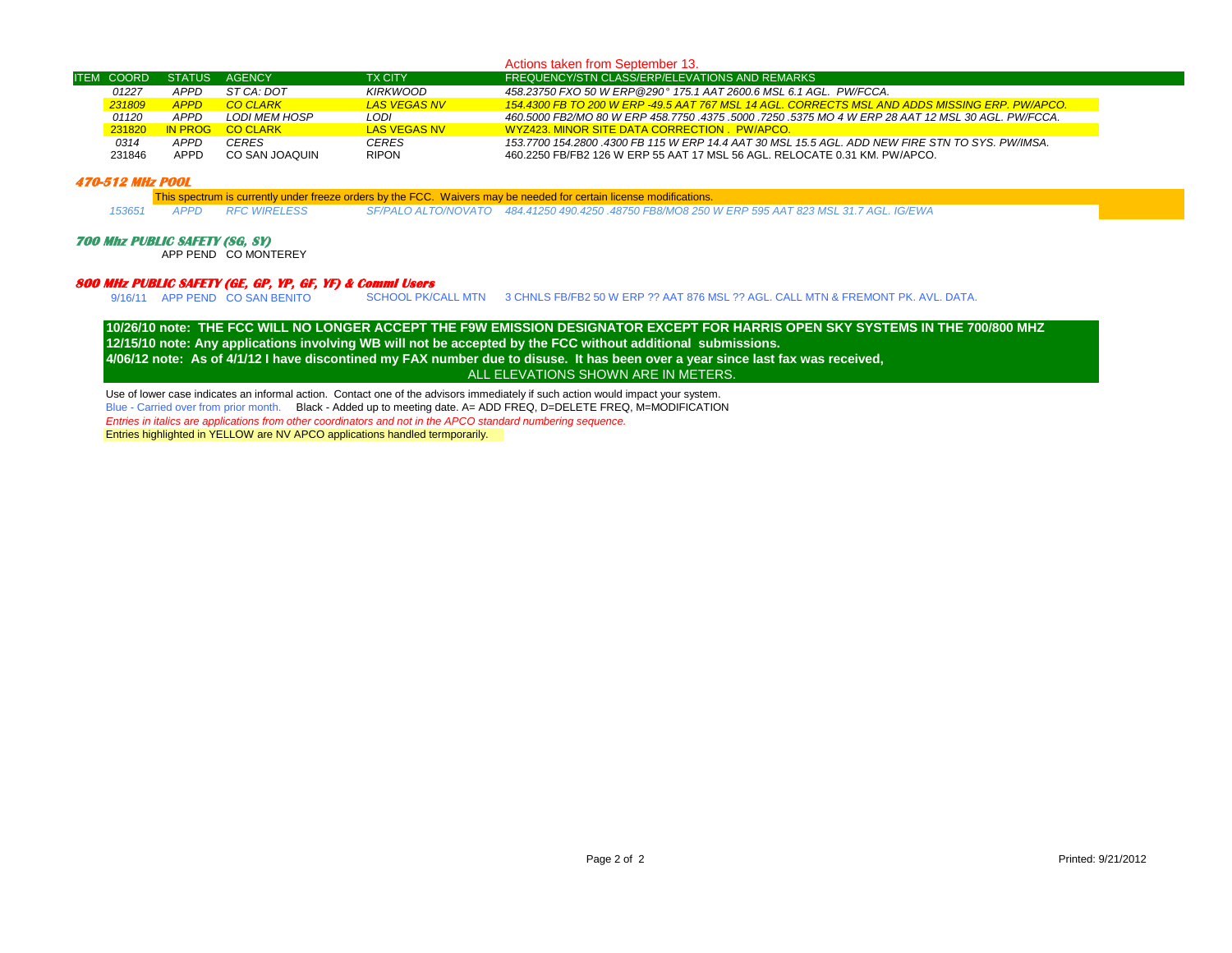Actions taken from September 13.

| ITEM | COORD | STATUS | AGENCY | TX CITY | FREQUENCY/STN CLASS/ERP/ELEVATIONS AND REMARKS |
|---|---|---|---|---|---|
| | *01227* | *APPD* | *ST CA: DOT* | *KIRKWOOD* | *458.23750 FXO 50 W ERP@290° 175.1 AAT 2600.6 MSL 6.1 AGL. PW/FCCA.* |
| | *231809* | *APPD* | *CO CLARK* | *LAS VEGAS NV* | *154.4300 FB TO 200 W ERP -49.5 AAT 767 MSL 14 AGL. CORRECTS MSL AND ADDS MISSING ERP. PW/APCO.* |
| | *01120* | *APPD* | *LODI MEM HOSP* | *LODI* | *460.5000 FB2/MO 80 W ERP 458.7750 .4375 .5000 .7250 .5375 MO 4 W ERP 28 AAT 12 MSL 30 AGL. PW/FCCA.* |
| | 231820 | IN PROG | CO CLARK | LAS VEGAS NV | WYZ423. MINOR SITE DATA CORRECTION . PW/APCO. |
| | *0314* | *APPD* | *CERES* | *CERES* | *153.7700 154.2800 .4300 FB 115 W ERP 14.4 AAT 30 MSL 15.5 AGL. ADD NEW FIRE STN TO SYS. PW/IMSA.* |
| | 231846 | APPD | CO SAN JOAQUIN | RIPON | 460.2250 FB/FB2 126 W ERP 55 AAT 17 MSL 56 AGL. RELOCATE 0.31 KM. PW/APCO. |

### *470-512 MHz POOL*

This spectrum is currently under freeze orders by the FCC. Waivers may be needed for certain license modifications.

| | | | | |
|---|---|---|---|---|
| *153651* | *APPD* | *RFC WIRELESS* | *SF/PALO ALTO/NOVATO* | *484.41250 490.4250 .48750 FB8/MO8 250 W ERP 595 AAT 823 MSL 31.7 AGL. IG/EWA* |

### *700 Mhz PUBLIC SAFETY (SG, SY)*

APP PEND CO MONTEREY

### *800 MHz PUBLIC SAFETY (GE, GP, YP, GF, YF) & Comml Users*

| | | | | |
|---|---|---|---|---|
| 9/16/11 | APP PEND | CO SAN BENITO | SCHOOL PK/CALL MTN | 3 CHNLS FB/FB2 50 W ERP ?? AAT 876 MSL ?? AGL. CALL MTN & FREMONT PK. AVL. DATA. |

**10/26/10 note: THE FCC WILL NO LONGER ACCEPT THE F9W EMISSION DESIGNATOR EXCEPT FOR HARRIS OPEN SKY SYSTEMS IN THE 700/800 MHZ**
**12/15/10 note: Any applications involving WB will not be accepted by the FCC without additional submissions.**
**4/06/12 note: As of 4/1/12 I have discontined my FAX number due to disuse. It has been over a year since last fax was received,**
ALL ELEVATIONS SHOWN ARE IN METERS.

Use of lower case indicates an informal action. Contact one of the advisors immediately if such action would impact your system.
Blue - Carried over from prior month. Black - Added up to meeting date. A= ADD FREQ, D=DELETE FREQ, M=MODIFICATION
*Entries in italics are applications from other coordinators and not in the APCO standard numbering sequence.*
Entries highlighted in YELLOW are NV APCO applications handled termporarily.

Printed: 9/21/2012